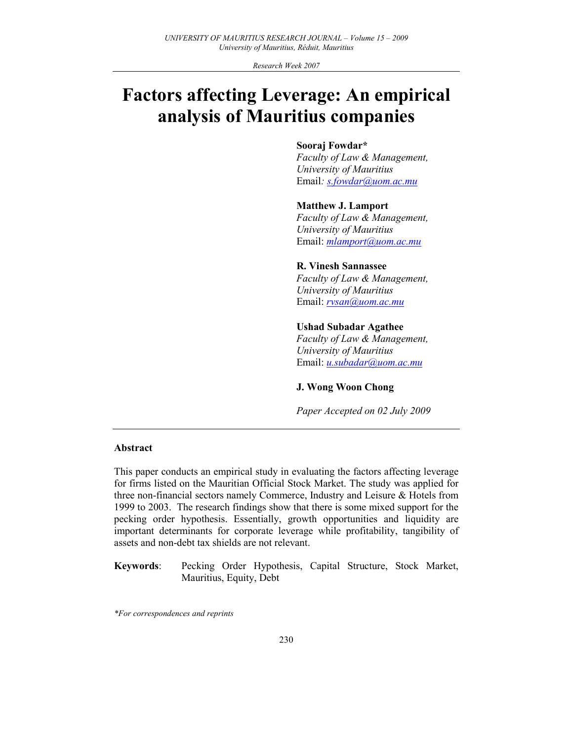# Factors affecting Leverage: An empirical analysis of Mauritius companies

**Sooraj Fowdar***
*Faculty of Law & Management,*
*University of Mauritius*
Email: s.fowdar@uom.ac.mu

**Matthew J. Lamport**
*Faculty of Law & Management,*
*University of Mauritius*
Email: mlamport@uom.ac.mu

**R. Vinesh Sannassee**
*Faculty of Law & Management,*
*University of Mauritius*
Email: rvsan@uom.ac.mu

**Ushad Subadar Agathee**
*Faculty of Law & Management,*
*University of Mauritius*
Email: u.subadar@uom.ac.mu

**J. Wong Woon Chong**

*Paper Accepted on 02 July 2009*

---

## Abstract

This paper conducts an empirical study in evaluating the factors affecting leverage for firms listed on the Mauritian Official Stock Market. The study was applied for three non-financial sectors namely Commerce, Industry and Leisure & Hotels from 1999 to 2003. The research findings show that there is some mixed support for the pecking order hypothesis. Essentially, growth opportunities and liquidity are important determinants for corporate leverage while profitability, tangibility of assets and non-debt tax shields are not relevant.

**Keywords**: Pecking Order Hypothesis, Capital Structure, Stock Market, Mauritius, Equity, Debt

*\*For correspondences and reprints*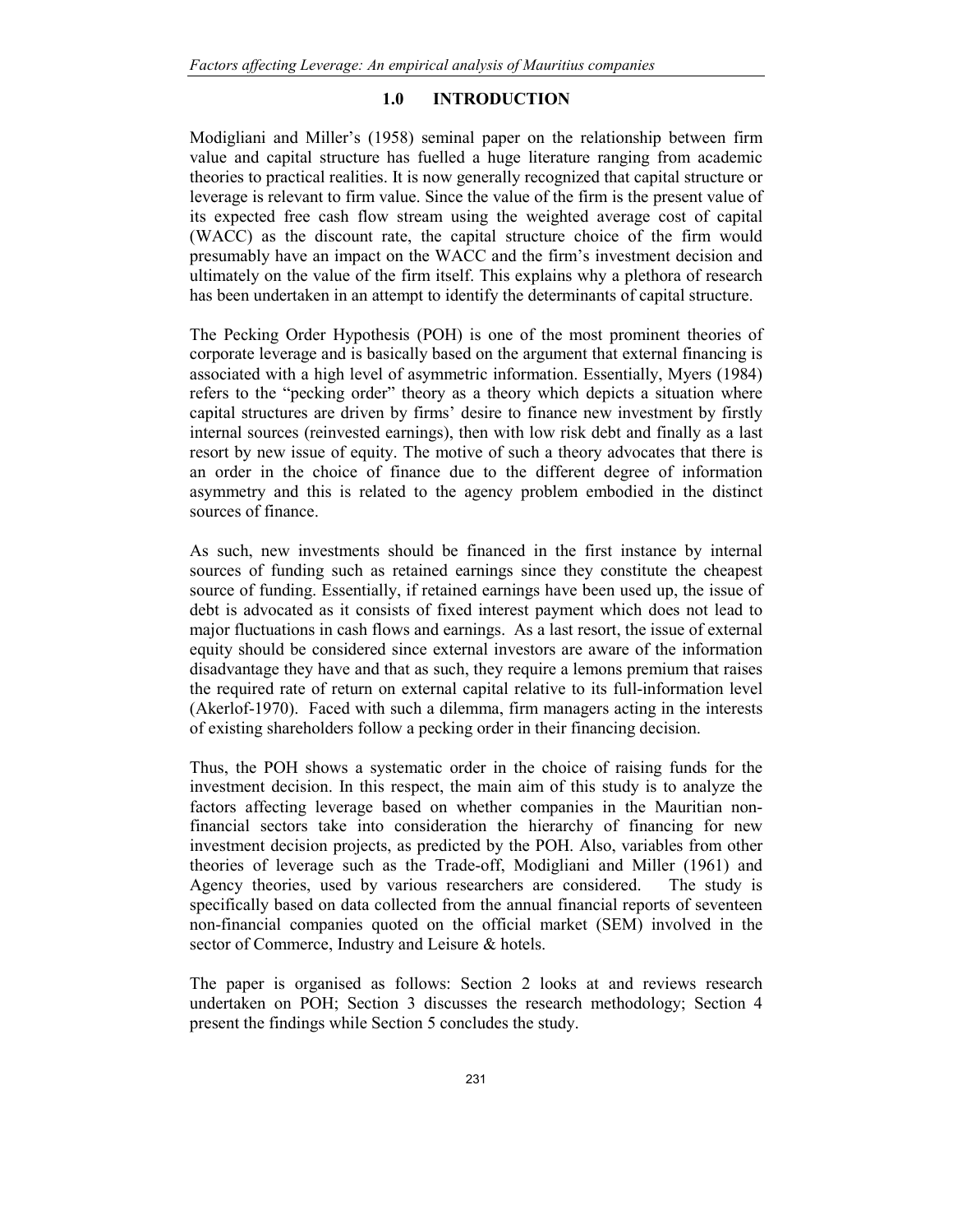## 1.0 INTRODUCTION

Modigliani and Miller's (1958) seminal paper on the relationship between firm value and capital structure has fuelled a huge literature ranging from academic theories to practical realities. It is now generally recognized that capital structure or leverage is relevant to firm value. Since the value of the firm is the present value of its expected free cash flow stream using the weighted average cost of capital (WACC) as the discount rate, the capital structure choice of the firm would presumably have an impact on the WACC and the firm's investment decision and ultimately on the value of the firm itself. This explains why a plethora of research has been undertaken in an attempt to identify the determinants of capital structure.

The Pecking Order Hypothesis (POH) is one of the most prominent theories of corporate leverage and is basically based on the argument that external financing is associated with a high level of asymmetric information. Essentially, Myers (1984) refers to the "pecking order" theory as a theory which depicts a situation where capital structures are driven by firms' desire to finance new investment by firstly internal sources (reinvested earnings), then with low risk debt and finally as a last resort by new issue of equity. The motive of such a theory advocates that there is an order in the choice of finance due to the different degree of information asymmetry and this is related to the agency problem embodied in the distinct sources of finance.

As such, new investments should be financed in the first instance by internal sources of funding such as retained earnings since they constitute the cheapest source of funding. Essentially, if retained earnings have been used up, the issue of debt is advocated as it consists of fixed interest payment which does not lead to major fluctuations in cash flows and earnings. As a last resort, the issue of external equity should be considered since external investors are aware of the information disadvantage they have and that as such, they require a lemons premium that raises the required rate of return on external capital relative to its full-information level (Akerlof-1970). Faced with such a dilemma, firm managers acting in the interests of existing shareholders follow a pecking order in their financing decision.

Thus, the POH shows a systematic order in the choice of raising funds for the investment decision. In this respect, the main aim of this study is to analyze the factors affecting leverage based on whether companies in the Mauritian non-financial sectors take into consideration the hierarchy of financing for new investment decision projects, as predicted by the POH. Also, variables from other theories of leverage such as the Trade-off, Modigliani and Miller (1961) and Agency theories, used by various researchers are considered. The study is specifically based on data collected from the annual financial reports of seventeen non-financial companies quoted on the official market (SEM) involved in the sector of Commerce, Industry and Leisure & hotels.

The paper is organised as follows: Section 2 looks at and reviews research undertaken on POH; Section 3 discusses the research methodology; Section 4 present the findings while Section 5 concludes the study.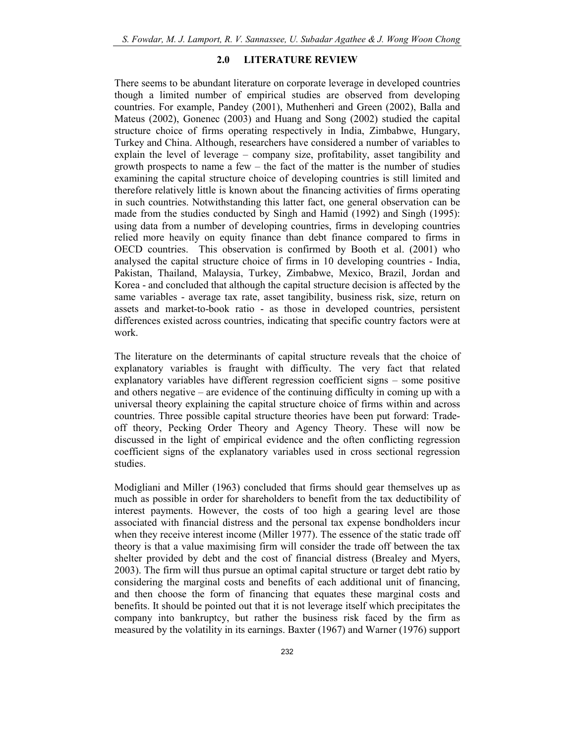## 2.0 LITERATURE REVIEW

There seems to be abundant literature on corporate leverage in developed countries though a limited number of empirical studies are observed from developing countries. For example, Pandey (2001), Muthenheri and Green (2002), Balla and Mateus (2002), Gonenec (2003) and Huang and Song (2002) studied the capital structure choice of firms operating respectively in India, Zimbabwe, Hungary, Turkey and China. Although, researchers have considered a number of variables to explain the level of leverage – company size, profitability, asset tangibility and growth prospects to name a few – the fact of the matter is the number of studies examining the capital structure choice of developing countries is still limited and therefore relatively little is known about the financing activities of firms operating in such countries. Notwithstanding this latter fact, one general observation can be made from the studies conducted by Singh and Hamid (1992) and Singh (1995): using data from a number of developing countries, firms in developing countries relied more heavily on equity finance than debt finance compared to firms in OECD countries. This observation is confirmed by Booth et al. (2001) who analysed the capital structure choice of firms in 10 developing countries - India, Pakistan, Thailand, Malaysia, Turkey, Zimbabwe, Mexico, Brazil, Jordan and Korea - and concluded that although the capital structure decision is affected by the same variables - average tax rate, asset tangibility, business risk, size, return on assets and market-to-book ratio - as those in developed countries, persistent differences existed across countries, indicating that specific country factors were at work.

The literature on the determinants of capital structure reveals that the choice of explanatory variables is fraught with difficulty. The very fact that related explanatory variables have different regression coefficient signs – some positive and others negative – are evidence of the continuing difficulty in coming up with a universal theory explaining the capital structure choice of firms within and across countries. Three possible capital structure theories have been put forward: Trade-off theory, Pecking Order Theory and Agency Theory. These will now be discussed in the light of empirical evidence and the often conflicting regression coefficient signs of the explanatory variables used in cross sectional regression studies.

Modigliani and Miller (1963) concluded that firms should gear themselves up as much as possible in order for shareholders to benefit from the tax deductibility of interest payments. However, the costs of too high a gearing level are those associated with financial distress and the personal tax expense bondholders incur when they receive interest income (Miller 1977). The essence of the static trade off theory is that a value maximising firm will consider the trade off between the tax shelter provided by debt and the cost of financial distress (Brealey and Myers, 2003). The firm will thus pursue an optimal capital structure or target debt ratio by considering the marginal costs and benefits of each additional unit of financing, and then choose the form of financing that equates these marginal costs and benefits. It should be pointed out that it is not leverage itself which precipitates the company into bankruptcy, but rather the business risk faced by the firm as measured by the volatility in its earnings. Baxter (1967) and Warner (1976) support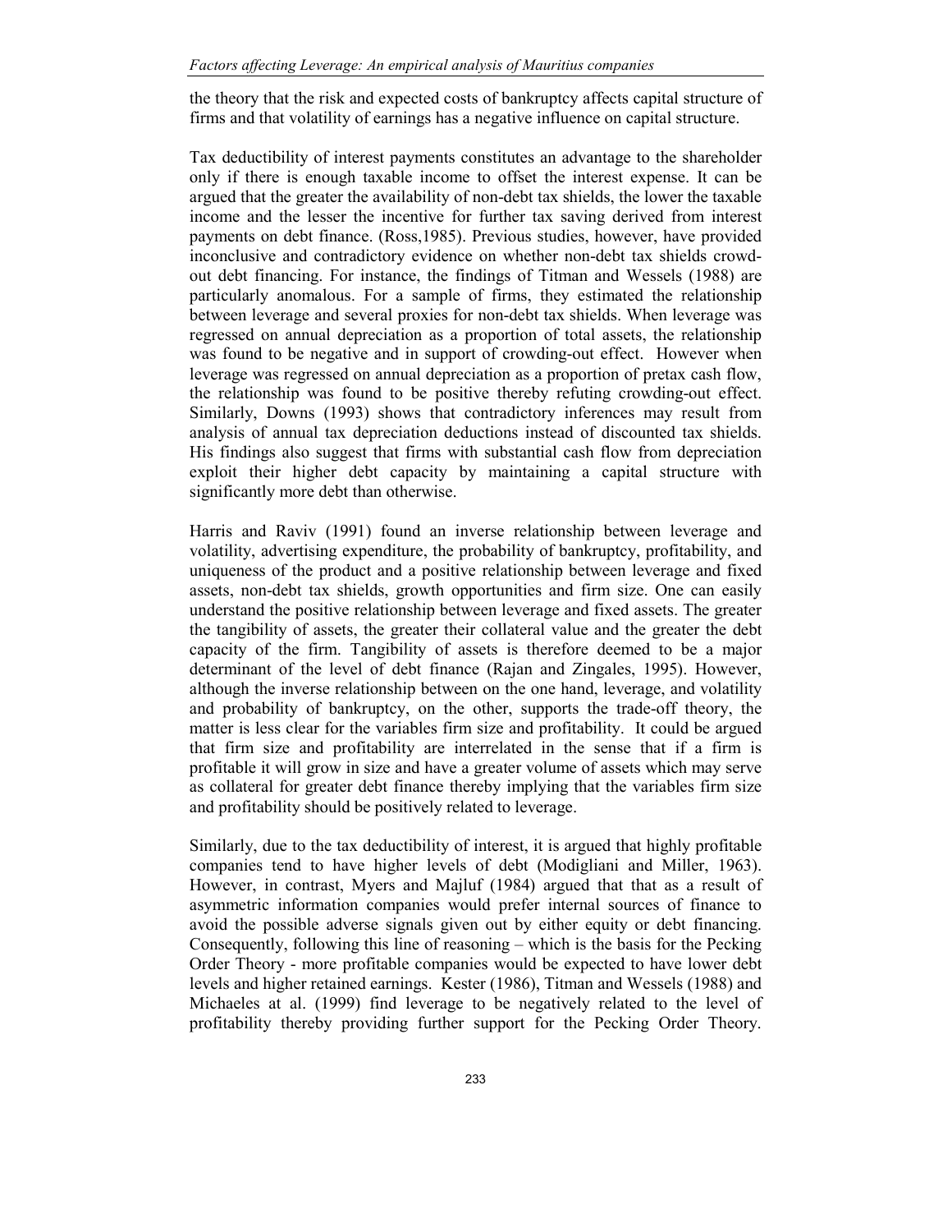the theory that the risk and expected costs of bankruptcy affects capital structure of firms and that volatility of earnings has a negative influence on capital structure.

Tax deductibility of interest payments constitutes an advantage to the shareholder only if there is enough taxable income to offset the interest expense. It can be argued that the greater the availability of non-debt tax shields, the lower the taxable income and the lesser the incentive for further tax saving derived from interest payments on debt finance. (Ross,1985). Previous studies, however, have provided inconclusive and contradictory evidence on whether non-debt tax shields crowd-out debt financing. For instance, the findings of Titman and Wessels (1988) are particularly anomalous. For a sample of firms, they estimated the relationship between leverage and several proxies for non-debt tax shields. When leverage was regressed on annual depreciation as a proportion of total assets, the relationship was found to be negative and in support of crowding-out effect. However when leverage was regressed on annual depreciation as a proportion of pretax cash flow, the relationship was found to be positive thereby refuting crowding-out effect. Similarly, Downs (1993) shows that contradictory inferences may result from analysis of annual tax depreciation deductions instead of discounted tax shields. His findings also suggest that firms with substantial cash flow from depreciation exploit their higher debt capacity by maintaining a capital structure with significantly more debt than otherwise.

Harris and Raviv (1991) found an inverse relationship between leverage and volatility, advertising expenditure, the probability of bankruptcy, profitability, and uniqueness of the product and a positive relationship between leverage and fixed assets, non-debt tax shields, growth opportunities and firm size. One can easily understand the positive relationship between leverage and fixed assets. The greater the tangibility of assets, the greater their collateral value and the greater the debt capacity of the firm. Tangibility of assets is therefore deemed to be a major determinant of the level of debt finance (Rajan and Zingales, 1995). However, although the inverse relationship between on the one hand, leverage, and volatility and probability of bankruptcy, on the other, supports the trade-off theory, the matter is less clear for the variables firm size and profitability. It could be argued that firm size and profitability are interrelated in the sense that if a firm is profitable it will grow in size and have a greater volume of assets which may serve as collateral for greater debt finance thereby implying that the variables firm size and profitability should be positively related to leverage.

Similarly, due to the tax deductibility of interest, it is argued that highly profitable companies tend to have higher levels of debt (Modigliani and Miller, 1963). However, in contrast, Myers and Majluf (1984) argued that that as a result of asymmetric information companies would prefer internal sources of finance to avoid the possible adverse signals given out by either equity or debt financing. Consequently, following this line of reasoning – which is the basis for the Pecking Order Theory - more profitable companies would be expected to have lower debt levels and higher retained earnings. Kester (1986), Titman and Wessels (1988) and Michaeles at al. (1999) find leverage to be negatively related to the level of profitability thereby providing further support for the Pecking Order Theory.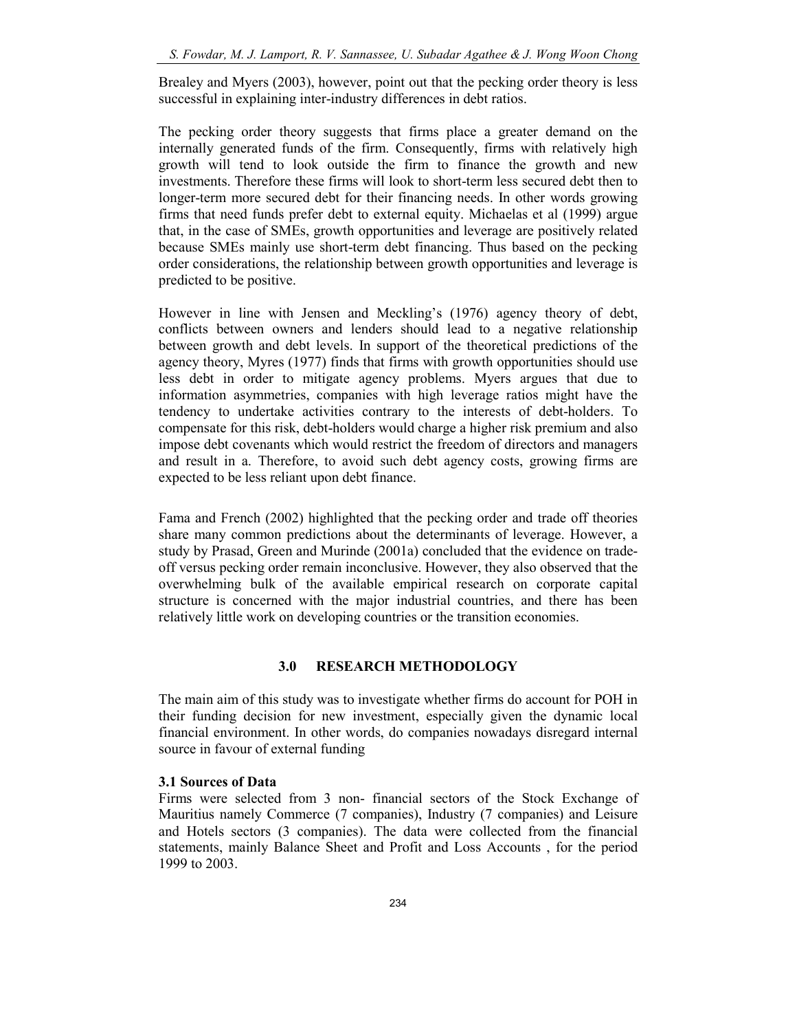Brealey and Myers (2003), however, point out that the pecking order theory is less successful in explaining inter-industry differences in debt ratios.

The pecking order theory suggests that firms place a greater demand on the internally generated funds of the firm. Consequently, firms with relatively high growth will tend to look outside the firm to finance the growth and new investments. Therefore these firms will look to short-term less secured debt then to longer-term more secured debt for their financing needs. In other words growing firms that need funds prefer debt to external equity. Michaelas et al (1999) argue that, in the case of SMEs, growth opportunities and leverage are positively related because SMEs mainly use short-term debt financing. Thus based on the pecking order considerations, the relationship between growth opportunities and leverage is predicted to be positive.

However in line with Jensen and Meckling's (1976) agency theory of debt, conflicts between owners and lenders should lead to a negative relationship between growth and debt levels. In support of the theoretical predictions of the agency theory, Myres (1977) finds that firms with growth opportunities should use less debt in order to mitigate agency problems. Myers argues that due to information asymmetries, companies with high leverage ratios might have the tendency to undertake activities contrary to the interests of debt-holders. To compensate for this risk, debt-holders would charge a higher risk premium and also impose debt covenants which would restrict the freedom of directors and managers and result in a. Therefore, to avoid such debt agency costs, growing firms are expected to be less reliant upon debt finance.

Fama and French (2002) highlighted that the pecking order and trade off theories share many common predictions about the determinants of leverage. However, a study by Prasad, Green and Murinde (2001a) concluded that the evidence on trade-off versus pecking order remain inconclusive. However, they also observed that the overwhelming bulk of the available empirical research on corporate capital structure is concerned with the major industrial countries, and there has been relatively little work on developing countries or the transition economies.

## 3.0 RESEARCH METHODOLOGY

The main aim of this study was to investigate whether firms do account for POH in their funding decision for new investment, especially given the dynamic local financial environment. In other words, do companies nowadays disregard internal source in favour of external funding

### 3.1 Sources of Data

Firms were selected from 3 non- financial sectors of the Stock Exchange of Mauritius namely Commerce (7 companies), Industry (7 companies) and Leisure and Hotels sectors (3 companies). The data were collected from the financial statements, mainly Balance Sheet and Profit and Loss Accounts , for the period 1999 to 2003.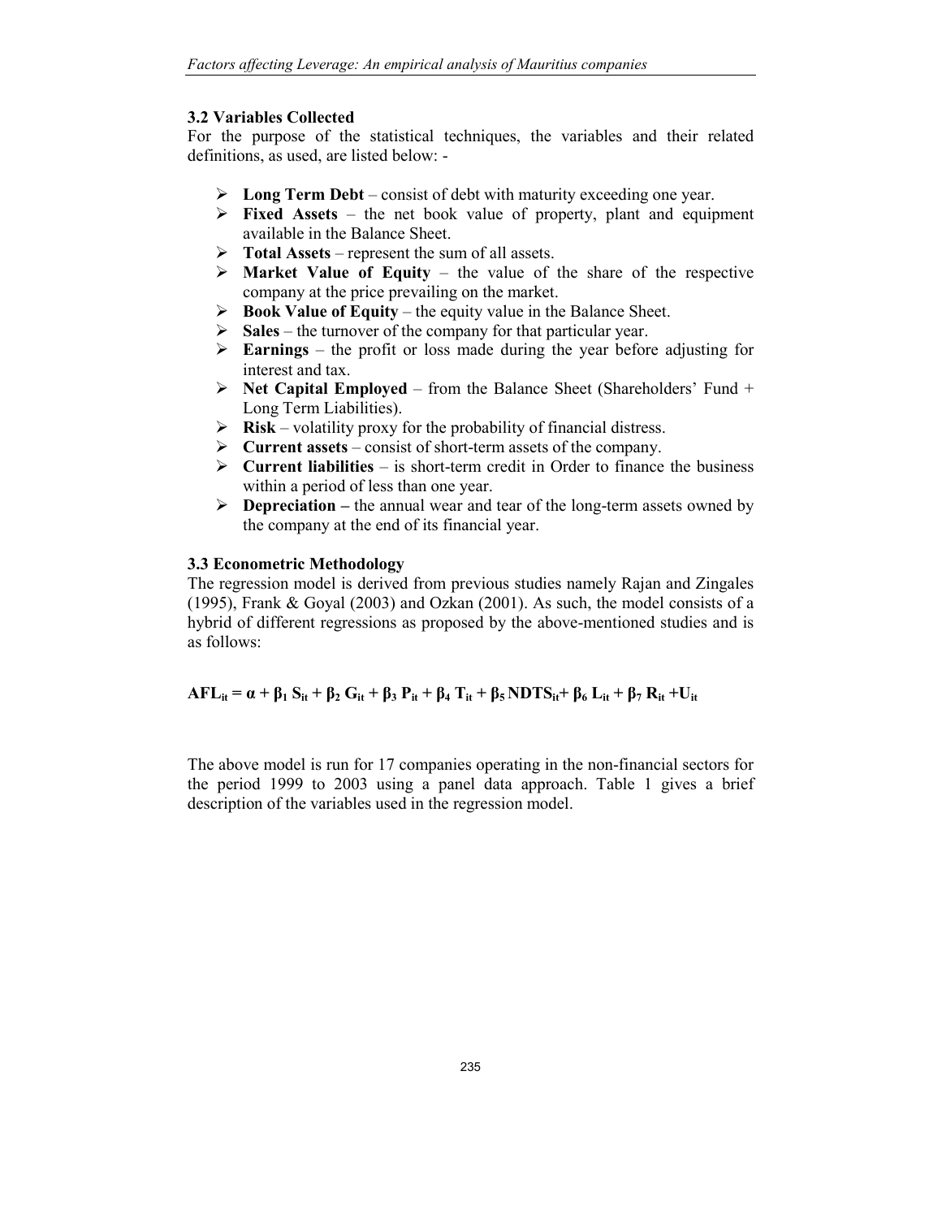### 3.2 Variables Collected

For the purpose of the statistical techniques, the variables and their related definitions, as used, are listed below: -

- **Long Term Debt** – consist of debt with maturity exceeding one year.
- **Fixed Assets** – the net book value of property, plant and equipment available in the Balance Sheet.
- **Total Assets** – represent the sum of all assets.
- **Market Value of Equity** – the value of the share of the respective company at the price prevailing on the market.
- **Book Value of Equity** – the equity value in the Balance Sheet.
- **Sales** – the turnover of the company for that particular year.
- **Earnings** – the profit or loss made during the year before adjusting for interest and tax.
- **Net Capital Employed** – from the Balance Sheet (Shareholders' Fund + Long Term Liabilities).
- **Risk** – volatility proxy for the probability of financial distress.
- **Current assets** – consist of short-term assets of the company.
- **Current liabilities** – is short-term credit in Order to finance the business within a period of less than one year.
- **Depreciation –** the annual wear and tear of the long-term assets owned by the company at the end of its financial year.

### 3.3 Econometric Methodology

The regression model is derived from previous studies namely Rajan and Zingales (1995), Frank & Goyal (2003) and Ozkan (2001). As such, the model consists of a hybrid of different regressions as proposed by the above-mentioned studies and is as follows:

$$AFL_{it} = \alpha + \beta_1 S_{it} + \beta_2 G_{it} + \beta_3 P_{it} + \beta_4 T_{it} + \beta_5 NDTS_{it} + \beta_6 L_{it} + \beta_7 R_{it} + U_{it}$$

The above model is run for 17 companies operating in the non-financial sectors for the period 1999 to 2003 using a panel data approach. Table 1 gives a brief description of the variables used in the regression model.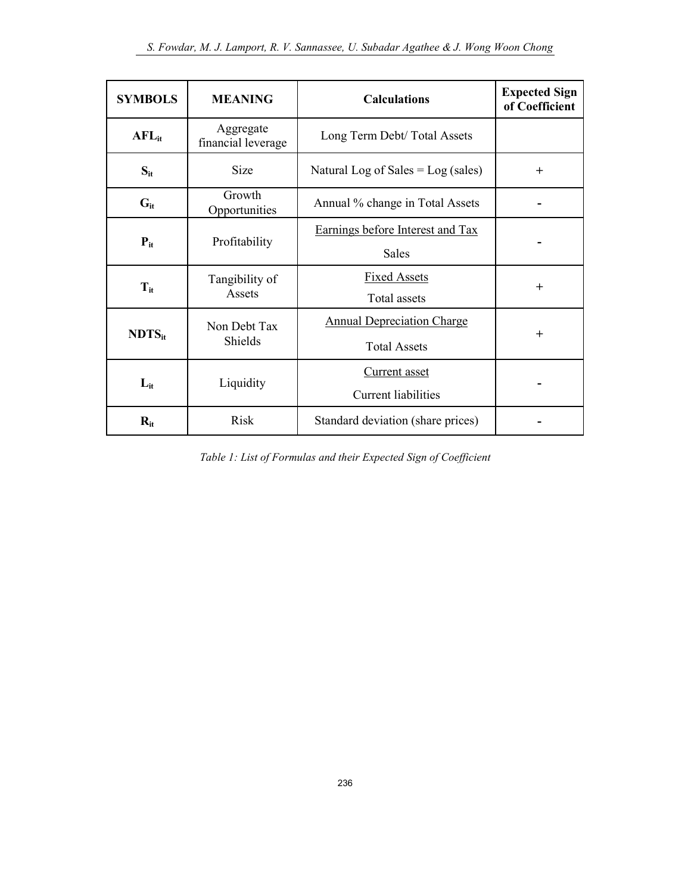| SYMBOLS | MEANING | Calculations | Expected Sign of Coefficient |
|---|---|---|---|
| $AFL_{it}$ | Aggregate financial leverage | Long Term Debt/ Total Assets | |
| $S_{it}$ | Size | Natural Log of Sales = Log (sales) | + |
| $G_{it}$ | Growth Opportunities | Annual % change in Total Assets | - |
| $P_{it}$ | Profitability | $\frac{\text{Earnings before Interest and Tax}}{\text{Sales}}$ | - |
| $T_{it}$ | Tangibility of Assets | $\frac{\text{Fixed Assets}}{\text{Total assets}}$ | + |
| $NDTS_{it}$ | Non Debt Tax Shields | $\frac{\text{Annual Depreciation Charge}}{\text{Total Assets}}$ | + |
| $L_{it}$ | Liquidity | $\frac{\text{Current asset}}{\text{Current liabilities}}$ | - |
| $R_{it}$ | Risk | Standard deviation (share prices) | - |

*Table 1: List of Formulas and their Expected Sign of Coefficient*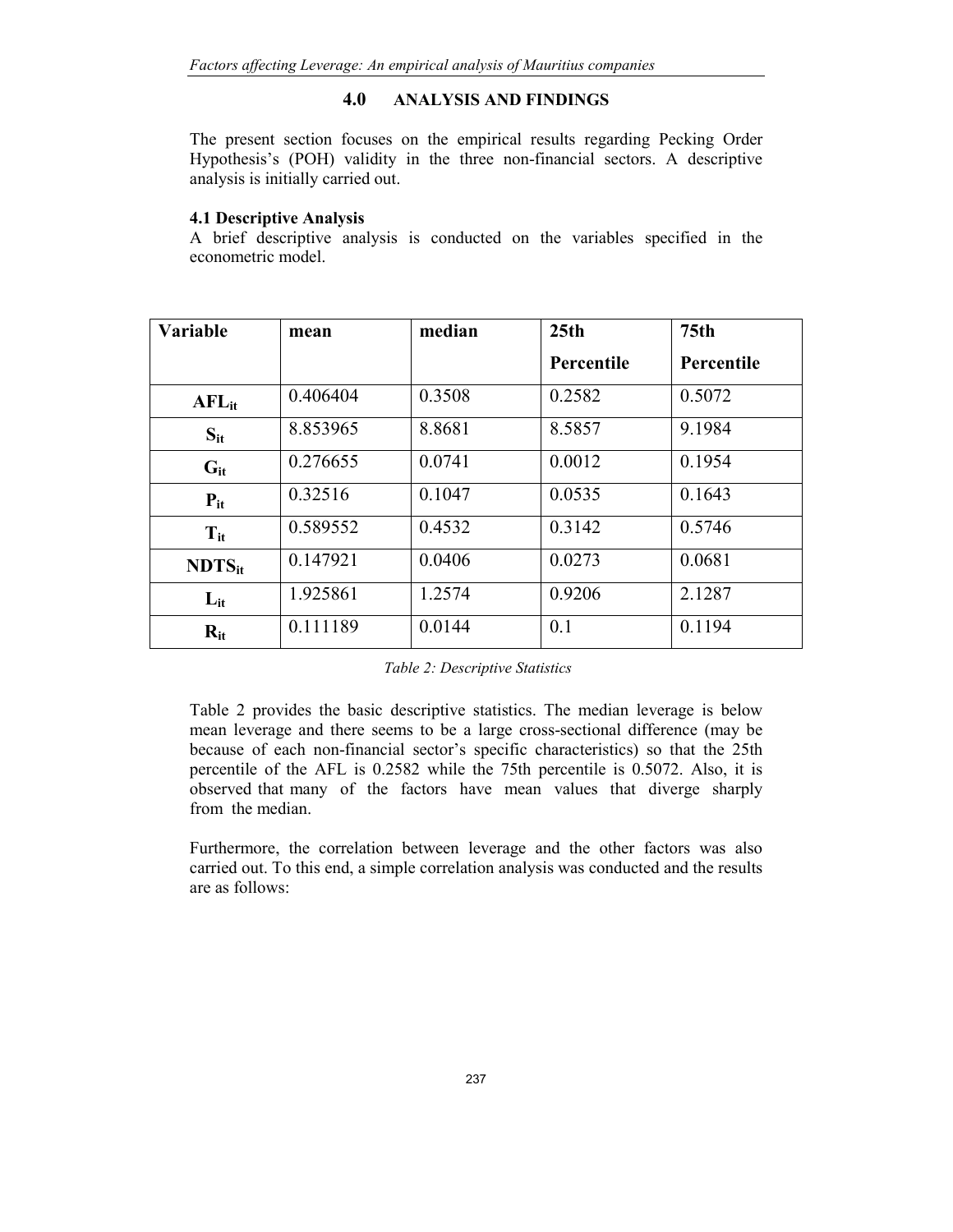## 4.0 ANALYSIS AND FINDINGS

The present section focuses on the empirical results regarding Pecking Order Hypothesis's (POH) validity in the three non-financial sectors. A descriptive analysis is initially carried out.

### 4.1 Descriptive Analysis

A brief descriptive analysis is conducted on the variables specified in the econometric model.

| Variable | mean | median | 25th Percentile | 75th Percentile |
|---|---|---|---|---|
| $AFL_{it}$ | 0.406404 | 0.3508 | 0.2582 | 0.5072 |
| $S_{it}$ | 8.853965 | 8.8681 | 8.5857 | 9.1984 |
| $G_{it}$ | 0.276655 | 0.0741 | 0.0012 | 0.1954 |
| $P_{it}$ | 0.32516 | 0.1047 | 0.0535 | 0.1643 |
| $T_{it}$ | 0.589552 | 0.4532 | 0.3142 | 0.5746 |
| $NDTS_{it}$ | 0.147921 | 0.0406 | 0.0273 | 0.0681 |
| $L_{it}$ | 1.925861 | 1.2574 | 0.9206 | 2.1287 |
| $R_{it}$ | 0.111189 | 0.0144 | 0.1 | 0.1194 |

*Table 2: Descriptive Statistics*

Table 2 provides the basic descriptive statistics. The median leverage is below mean leverage and there seems to be a large cross-sectional difference (may be because of each non-financial sector's specific characteristics) so that the 25th percentile of the AFL is 0.2582 while the 75th percentile is 0.5072. Also, it is observed that many of the factors have mean values that diverge sharply from the median.

Furthermore, the correlation between leverage and the other factors was also carried out. To this end, a simple correlation analysis was conducted and the results are as follows: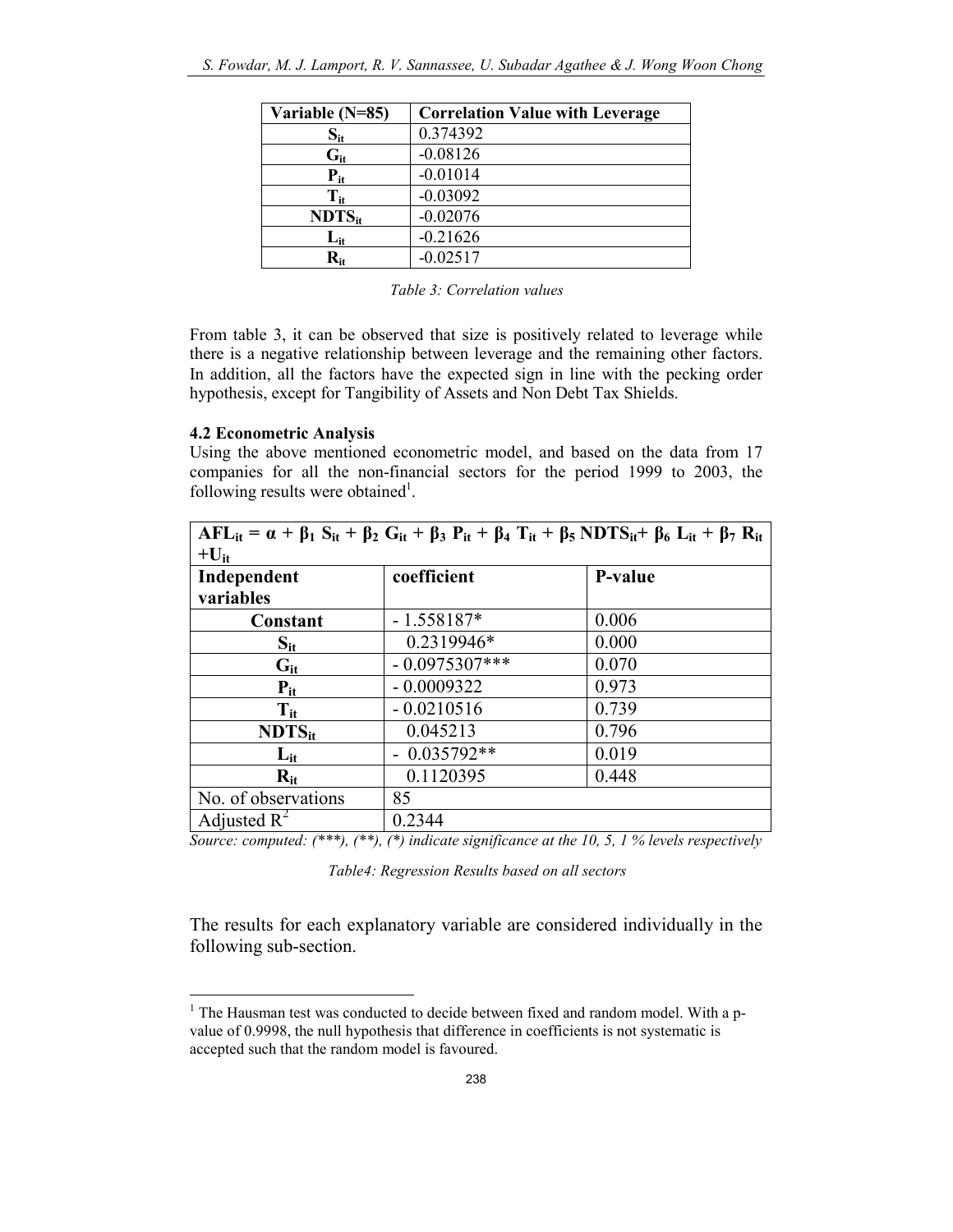| Variable (N=85) | Correlation Value with Leverage |
|---|---|
| $S_{it}$ | 0.374392 |
| $G_{it}$ | -0.08126 |
| $P_{it}$ | -0.01014 |
| $T_{it}$ | -0.03092 |
| $NDTS_{it}$ | -0.02076 |
| $L_{it}$ | -0.21626 |
| $R_{it}$ | -0.02517 |

*Table 3: Correlation values*

From table 3, it can be observed that size is positively related to leverage while there is a negative relationship between leverage and the remaining other factors. In addition, all the factors have the expected sign in line with the pecking order hypothesis, except for Tangibility of Assets and Non Debt Tax Shields.

#### 4.2 Econometric Analysis

Using the above mentioned econometric model, and based on the data from 17 companies for all the non-financial sectors for the period 1999 to 2003, the following results were obtained[1].

| $AFL_{it} = \alpha + \beta_1 S_{it} + \beta_2 G_{it} + \beta_3 P_{it} + \beta_4 T_{it} + \beta_5 NDTS_{it} + \beta_6 L_{it} + \beta_7 R_{it} + U_{it}$ | | |
|---|---|---|
| **Independent variables** | **coefficient** | **P-value** |
| **Constant** | - 1.558187* | 0.006 |
| $S_{it}$ | 0.2319946* | 0.000 |
| $G_{it}$ | - 0.0975307*** | 0.070 |
| $P_{it}$ | - 0.0009322 | 0.973 |
| $T_{it}$ | - 0.0210516 | 0.739 |
| $NDTS_{it}$ | 0.045213 | 0.796 |
| $L_{it}$ | - 0.035792** | 0.019 |
| $R_{it}$ | 0.1120395 | 0.448 |
| No. of observations | 85 | |
| Adjusted $R^2$ | 0.2344 | |

*Source: computed: (***), (**), (*) indicate significance at the 10, 5, 1 % levels respectively*

*Table4: Regression Results based on all sectors*

The results for each explanatory variable are considered individually in the following sub-section.

[1] The Hausman test was conducted to decide between fixed and random model. With a p-value of 0.9998, the null hypothesis that difference in coefficients is not systematic is accepted such that the random model is favoured.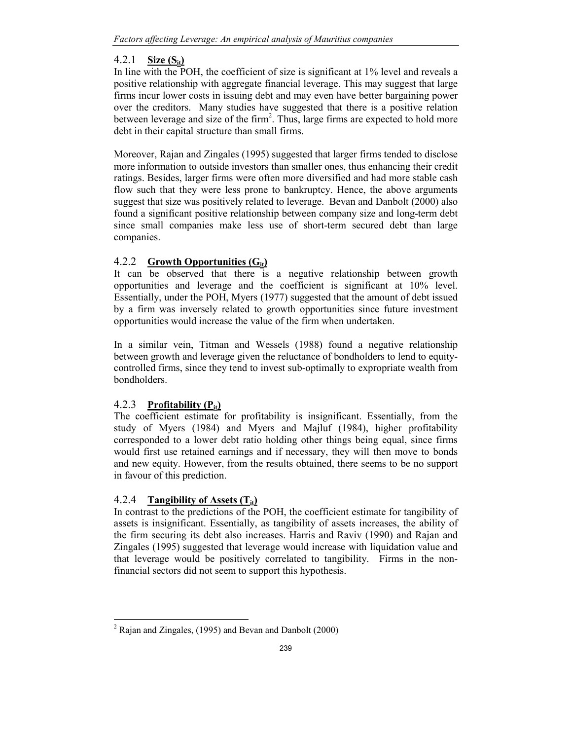### 4.2.1 **Size ($S_{it}$)**

In line with the POH, the coefficient of size is significant at 1% level and reveals a positive relationship with aggregate financial leverage. This may suggest that large firms incur lower costs in issuing debt and may even have better bargaining power over the creditors. Many studies have suggested that there is a positive relation between leverage and size of the firm[2]. Thus, large firms are expected to hold more debt in their capital structure than small firms.

Moreover, Rajan and Zingales (1995) suggested that larger firms tended to disclose more information to outside investors than smaller ones, thus enhancing their credit ratings. Besides, larger firms were often more diversified and had more stable cash flow such that they were less prone to bankruptcy. Hence, the above arguments suggest that size was positively related to leverage. Bevan and Danbolt (2000) also found a significant positive relationship between company size and long-term debt since small companies make less use of short-term secured debt than large companies.

### 4.2.2 **Growth Opportunities ($G_{it}$)**

It can be observed that there is a negative relationship between growth opportunities and leverage and the coefficient is significant at 10% level. Essentially, under the POH, Myers (1977) suggested that the amount of debt issued by a firm was inversely related to growth opportunities since future investment opportunities would increase the value of the firm when undertaken.

In a similar vein, Titman and Wessels (1988) found a negative relationship between growth and leverage given the reluctance of bondholders to lend to equity-controlled firms, since they tend to invest sub-optimally to expropriate wealth from bondholders.

### 4.2.3 **Profitability ($P_{it}$)**

The coefficient estimate for profitability is insignificant. Essentially, from the study of Myers (1984) and Myers and Majluf (1984), higher profitability corresponded to a lower debt ratio holding other things being equal, since firms would first use retained earnings and if necessary, they will then move to bonds and new equity. However, from the results obtained, there seems to be no support in favour of this prediction.

### 4.2.4 **Tangibility of Assets ($T_{it}$)**

In contrast to the predictions of the POH, the coefficient estimate for tangibility of assets is insignificant. Essentially, as tangibility of assets increases, the ability of the firm securing its debt also increases. Harris and Raviv (1990) and Rajan and Zingales (1995) suggested that leverage would increase with liquidation value and that leverage would be positively correlated to tangibility. Firms in the non-financial sectors did not seem to support this hypothesis.

---

[2] Rajan and Zingales, (1995) and Bevan and Danbolt (2000)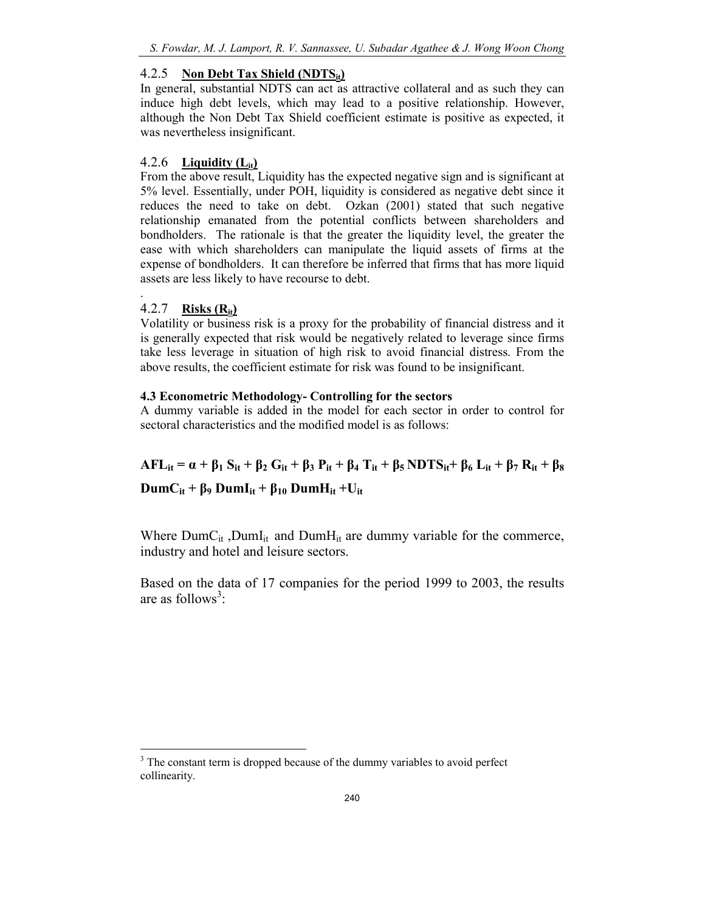#### 4.2.5 Non Debt Tax Shield ($NDTS_{it}$)

In general, substantial NDTS can act as attractive collateral and as such they can induce high debt levels, which may lead to a positive relationship. However, although the Non Debt Tax Shield coefficient estimate is positive as expected, it was nevertheless insignificant.

#### 4.2.6 Liquidity ($L_{it}$)

From the above result, Liquidity has the expected negative sign and is significant at 5% level. Essentially, under POH, liquidity is considered as negative debt since it reduces the need to take on debt. Ozkan (2001) stated that such negative relationship emanated from the potential conflicts between shareholders and bondholders. The rationale is that the greater the liquidity level, the greater the ease with which shareholders can manipulate the liquid assets of firms at the expense of bondholders. It can therefore be inferred that firms that has more liquid assets are less likely to have recourse to debt.

.

#### 4.2.7 Risks ($R_{it}$)

Volatility or business risk is a proxy for the probability of financial distress and it is generally expected that risk would be negatively related to leverage since firms take less leverage in situation of high risk to avoid financial distress. From the above results, the coefficient estimate for risk was found to be insignificant.

### 4.3 Econometric Methodology- Controlling for the sectors

A dummy variable is added in the model for each sector in order to control for sectoral characteristics and the modified model is as follows:

$$AFL_{it} = \alpha + \beta_1 S_{it} + \beta_2 G_{it} + \beta_3 P_{it} + \beta_4 T_{it} + \beta_5 NDTS_{it} + \beta_6 L_{it} + \beta_7 R_{it} + \beta_8 DumC_{it} + \beta_9 DumI_{it} + \beta_{10} DumH_{it} + U_{it}$$

Where $DumC_{it}$, $DumI_{it}$ and $DumH_{it}$ are dummy variable for the commerce, industry and hotel and leisure sectors.

Based on the data of 17 companies for the period 1999 to 2003, the results are as follows[3]:

[3] The constant term is dropped because of the dummy variables to avoid perfect collinearity.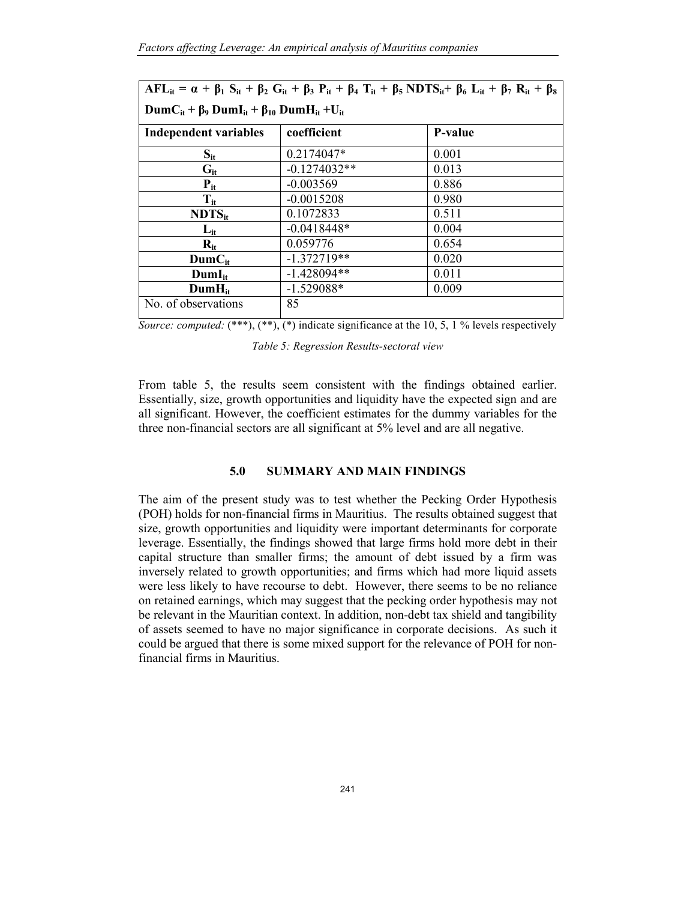| $AFL_{it} = \alpha + \beta_1 S_{it} + \beta_2 G_{it} + \beta_3 P_{it} + \beta_4 T_{it} + \beta_5 NDTS_{it} + \beta_6 L_{it} + \beta_7 R_{it} + \beta_8 DumC_{it} + \beta_9 DumI_{it} + \beta_{10} DumH_{it} + U_{it}$ | | |
|---|---|---|
| **Independent variables** | **coefficient** | **P-value** |
| $S_{it}$ | 0.2174047* | 0.001 |
| $G_{it}$ | -0.1274032** | 0.013 |
| $P_{it}$ | -0.003569 | 0.886 |
| $T_{it}$ | -0.0015208 | 0.980 |
| $NDTS_{it}$ | 0.1072833 | 0.511 |
| $L_{it}$ | -0.0418448* | 0.004 |
| $R_{it}$ | 0.059776 | 0.654 |
| $DumC_{it}$ | -1.372719** | 0.020 |
| $DumI_{it}$ | -1.428094** | 0.011 |
| $DumH_{it}$ | -1.529088* | 0.009 |
| No. of observations | 85 | |

*Source: computed:* (***), (**), (*) indicate significance at the 10, 5, 1 % levels respectively

*Table 5: Regression Results-sectoral view*

From table 5, the results seem consistent with the findings obtained earlier. Essentially, size, growth opportunities and liquidity have the expected sign and are all significant. However, the coefficient estimates for the dummy variables for the three non-financial sectors are all significant at 5% level and are all negative.

## 5.0 SUMMARY AND MAIN FINDINGS

The aim of the present study was to test whether the Pecking Order Hypothesis (POH) holds for non-financial firms in Mauritius. The results obtained suggest that size, growth opportunities and liquidity were important determinants for corporate leverage. Essentially, the findings showed that large firms hold more debt in their capital structure than smaller firms; the amount of debt issued by a firm was inversely related to growth opportunities; and firms which had more liquid assets were less likely to have recourse to debt. However, there seems to be no reliance on retained earnings, which may suggest that the pecking order hypothesis may not be relevant in the Mauritian context. In addition, non-debt tax shield and tangibility of assets seemed to have no major significance in corporate decisions. As such it could be argued that there is some mixed support for the relevance of POH for non-financial firms in Mauritius.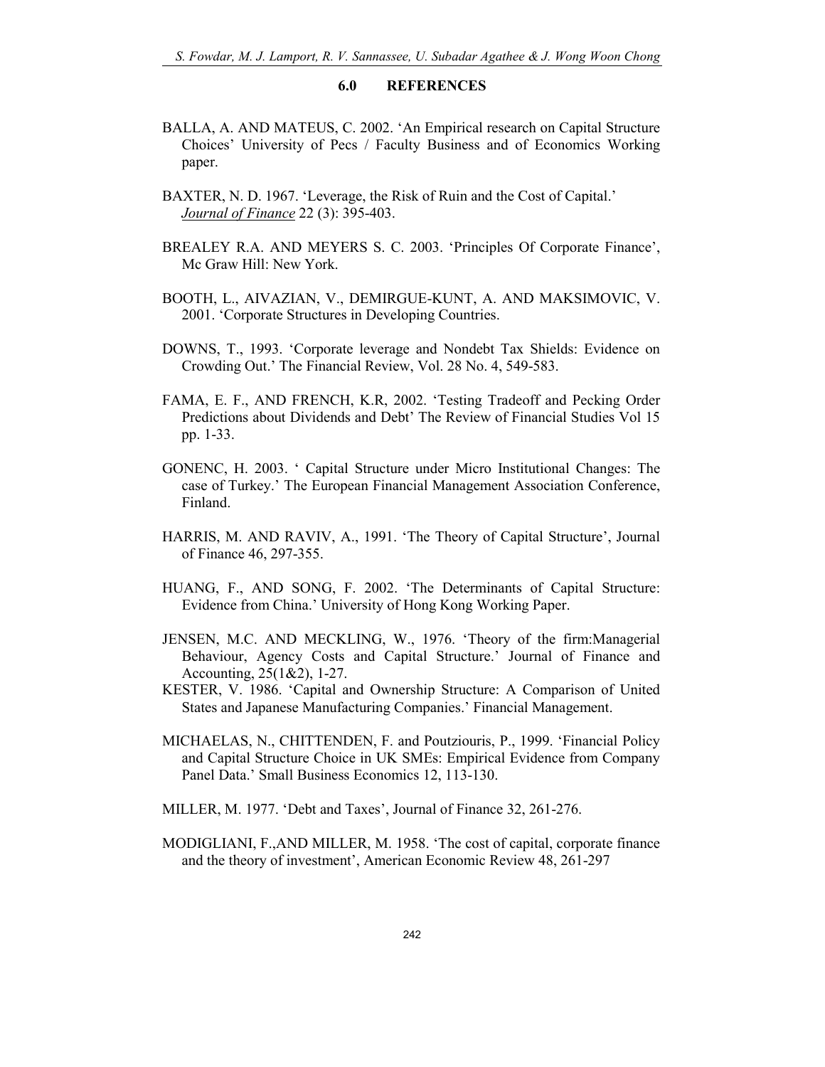## 6.0 REFERENCES

BALLA, A. AND MATEUS, C. 2002. 'An Empirical research on Capital Structure Choices' University of Pecs / Faculty Business and of Economics Working paper.

BAXTER, N. D. 1967. 'Leverage, the Risk of Ruin and the Cost of Capital.' *Journal of Finance* 22 (3): 395-403.

BREALEY R.A. AND MEYERS S. C. 2003. 'Principles Of Corporate Finance', Mc Graw Hill: New York.

BOOTH, L., AIVAZIAN, V., DEMIRGUE-KUNT, A. AND MAKSIMOVIC, V. 2001. 'Corporate Structures in Developing Countries.

DOWNS, T., 1993. 'Corporate leverage and Nondebt Tax Shields: Evidence on Crowding Out.' The Financial Review, Vol. 28 No. 4, 549-583.

FAMA, E. F., AND FRENCH, K.R, 2002. 'Testing Tradeoff and Pecking Order Predictions about Dividends and Debt' The Review of Financial Studies Vol 15 pp. 1-33.

GONENC, H. 2003. ' Capital Structure under Micro Institutional Changes: The case of Turkey.' The European Financial Management Association Conference, Finland.

HARRIS, M. AND RAVIV, A., 1991. 'The Theory of Capital Structure', Journal of Finance 46, 297-355.

HUANG, F., AND SONG, F. 2002. 'The Determinants of Capital Structure: Evidence from China.' University of Hong Kong Working Paper.

JENSEN, M.C. AND MECKLING, W., 1976. 'Theory of the firm:Managerial Behaviour, Agency Costs and Capital Structure.' Journal of Finance and Accounting, 25(1&2), 1-27.

KESTER, V. 1986. 'Capital and Ownership Structure: A Comparison of United States and Japanese Manufacturing Companies.' Financial Management.

MICHAELAS, N., CHITTENDEN, F. and Poutziouris, P., 1999. 'Financial Policy and Capital Structure Choice in UK SMEs: Empirical Evidence from Company Panel Data.' Small Business Economics 12, 113-130.

MILLER, M. 1977. 'Debt and Taxes', Journal of Finance 32, 261-276.

MODIGLIANI, F.,AND MILLER, M. 1958. 'The cost of capital, corporate finance and the theory of investment', American Economic Review 48, 261-297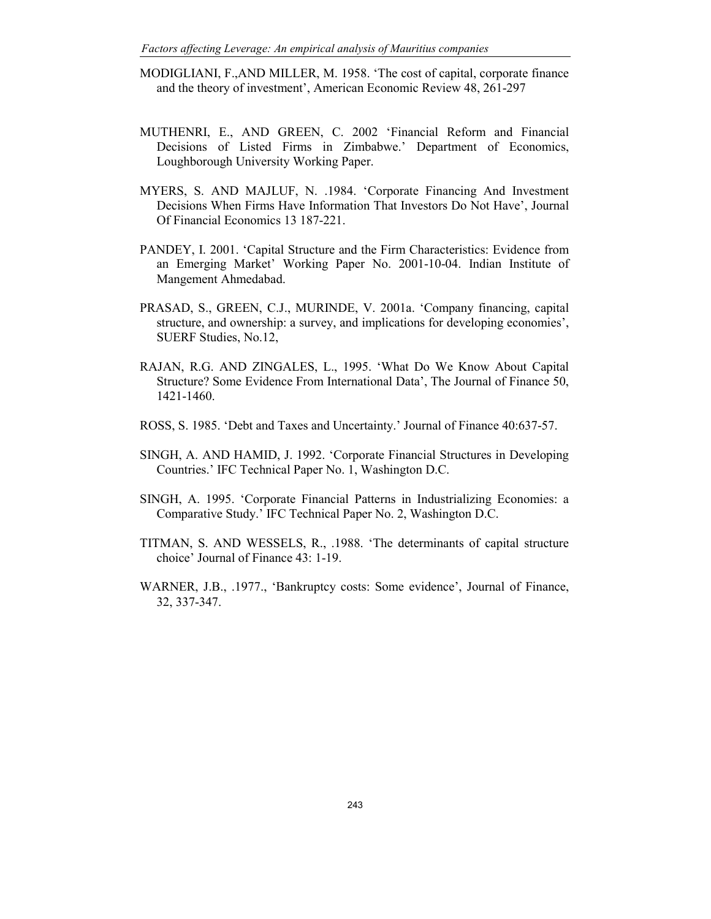MODIGLIANI, F.,AND MILLER, M. 1958. 'The cost of capital, corporate finance and the theory of investment', American Economic Review 48, 261-297

MUTHENRI, E., AND GREEN, C. 2002 'Financial Reform and Financial Decisions of Listed Firms in Zimbabwe.' Department of Economics, Loughborough University Working Paper.

MYERS, S. AND MAJLUF, N. .1984. 'Corporate Financing And Investment Decisions When Firms Have Information That Investors Do Not Have', Journal Of Financial Economics 13 187-221.

PANDEY, I. 2001. 'Capital Structure and the Firm Characteristics: Evidence from an Emerging Market' Working Paper No. 2001-10-04. Indian Institute of Mangement Ahmedabad.

PRASAD, S., GREEN, C.J., MURINDE, V. 2001a. 'Company financing, capital structure, and ownership: a survey, and implications for developing economies', SUERF Studies, No.12,

RAJAN, R.G. AND ZINGALES, L., 1995. 'What Do We Know About Capital Structure? Some Evidence From International Data', The Journal of Finance 50, 1421-1460.

ROSS, S. 1985. 'Debt and Taxes and Uncertainty.' Journal of Finance 40:637-57.

SINGH, A. AND HAMID, J. 1992. 'Corporate Financial Structures in Developing Countries.' IFC Technical Paper No. 1, Washington D.C.

SINGH, A. 1995. 'Corporate Financial Patterns in Industrializing Economies: a Comparative Study.' IFC Technical Paper No. 2, Washington D.C.

TITMAN, S. AND WESSELS, R., .1988. 'The determinants of capital structure choice' Journal of Finance 43: 1-19.

WARNER, J.B., .1977., 'Bankruptcy costs: Some evidence', Journal of Finance, 32, 337-347.